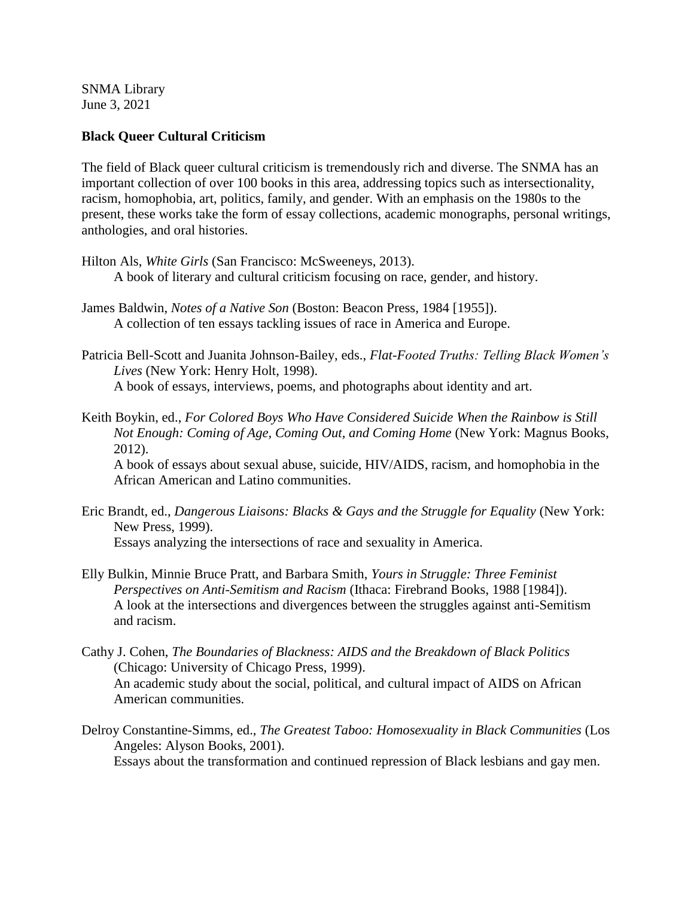SNMA Library
June 3, 2021

**Black Queer Cultural Criticism**

The field of Black queer cultural criticism is tremendously rich and diverse. The SNMA has an important collection of over 100 books in this area, addressing topics such as intersectionality, racism, homophobia, art, politics, family, and gender. With an emphasis on the 1980s to the present, these works take the form of essay collections, academic monographs, personal writings, anthologies, and oral histories.

Hilton Als, *White Girls* (San Francisco: McSweeneys, 2013).
A book of literary and cultural criticism focusing on race, gender, and history.

James Baldwin, *Notes of a Native Son* (Boston: Beacon Press, 1984 [1955]).
A collection of ten essays tackling issues of race in America and Europe.

Patricia Bell-Scott and Juanita Johnson-Bailey, eds., *Flat-Footed Truths: Telling Black Women's Lives* (New York: Henry Holt, 1998).
A book of essays, interviews, poems, and photographs about identity and art.

Keith Boykin, ed., *For Colored Boys Who Have Considered Suicide When the Rainbow is Still Not Enough: Coming of Age, Coming Out, and Coming Home* (New York: Magnus Books, 2012).
A book of essays about sexual abuse, suicide, HIV/AIDS, racism, and homophobia in the African American and Latino communities.

Eric Brandt, ed., *Dangerous Liaisons: Blacks & Gays and the Struggle for Equality* (New York: New Press, 1999).
Essays analyzing the intersections of race and sexuality in America.

Elly Bulkin, Minnie Bruce Pratt, and Barbara Smith, *Yours in Struggle: Three Feminist Perspectives on Anti-Semitism and Racism* (Ithaca: Firebrand Books, 1988 [1984]).
A look at the intersections and divergences between the struggles against anti-Semitism and racism.

Cathy J. Cohen, *The Boundaries of Blackness: AIDS and the Breakdown of Black Politics* (Chicago: University of Chicago Press, 1999).
An academic study about the social, political, and cultural impact of AIDS on African American communities.

Delroy Constantine-Simms, ed., *The Greatest Taboo: Homosexuality in Black Communities* (Los Angeles: Alyson Books, 2001).
Essays about the transformation and continued repression of Black lesbians and gay men.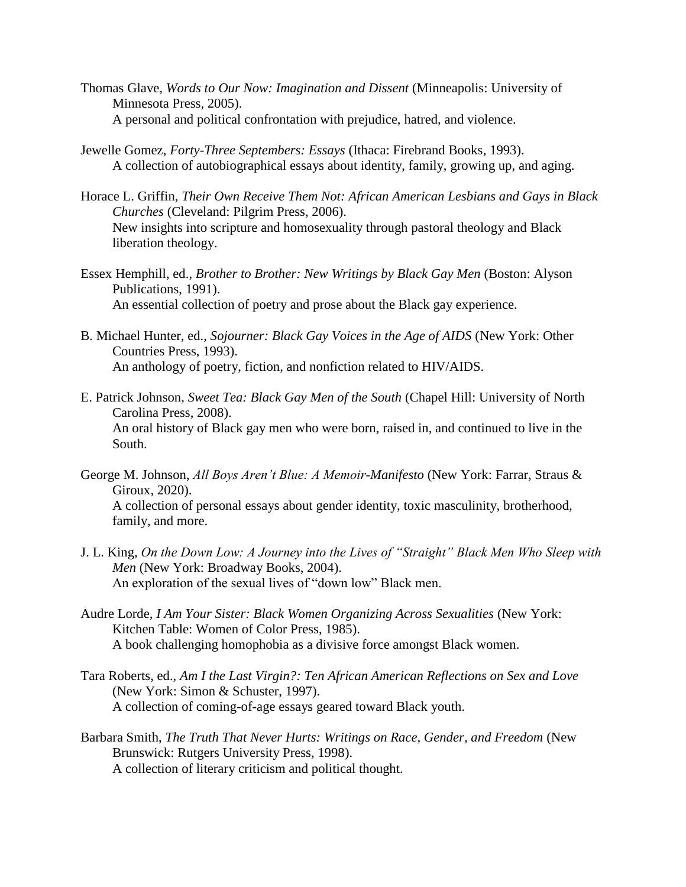Thomas Glave, *Words to Our Now: Imagination and Dissent* (Minneapolis: University of Minnesota Press, 2005).
A personal and political confrontation with prejudice, hatred, and violence.

Jewelle Gomez, *Forty-Three Septembers: Essays* (Ithaca: Firebrand Books, 1993).
A collection of autobiographical essays about identity, family, growing up, and aging.

Horace L. Griffin, *Their Own Receive Them Not: African American Lesbians and Gays in Black Churches* (Cleveland: Pilgrim Press, 2006).
New insights into scripture and homosexuality through pastoral theology and Black liberation theology.

Essex Hemphill, ed., *Brother to Brother: New Writings by Black Gay Men* (Boston: Alyson Publications, 1991).
An essential collection of poetry and prose about the Black gay experience.

B. Michael Hunter, ed., *Sojourner: Black Gay Voices in the Age of AIDS* (New York: Other Countries Press, 1993).
An anthology of poetry, fiction, and nonfiction related to HIV/AIDS.

E. Patrick Johnson, *Sweet Tea: Black Gay Men of the South* (Chapel Hill: University of North Carolina Press, 2008).
An oral history of Black gay men who were born, raised in, and continued to live in the South.

George M. Johnson, *All Boys Aren't Blue: A Memoir-Manifesto* (New York: Farrar, Straus & Giroux, 2020).
A collection of personal essays about gender identity, toxic masculinity, brotherhood, family, and more.

J. L. King, *On the Down Low: A Journey into the Lives of "Straight" Black Men Who Sleep with Men* (New York: Broadway Books, 2004).
An exploration of the sexual lives of "down low" Black men.

Audre Lorde, *I Am Your Sister: Black Women Organizing Across Sexualities* (New York: Kitchen Table: Women of Color Press, 1985).
A book challenging homophobia as a divisive force amongst Black women.

Tara Roberts, ed., *Am I the Last Virgin?: Ten African American Reflections on Sex and Love* (New York: Simon & Schuster, 1997).
A collection of coming-of-age essays geared toward Black youth.

Barbara Smith, *The Truth That Never Hurts: Writings on Race, Gender, and Freedom* (New Brunswick: Rutgers University Press, 1998).
A collection of literary criticism and political thought.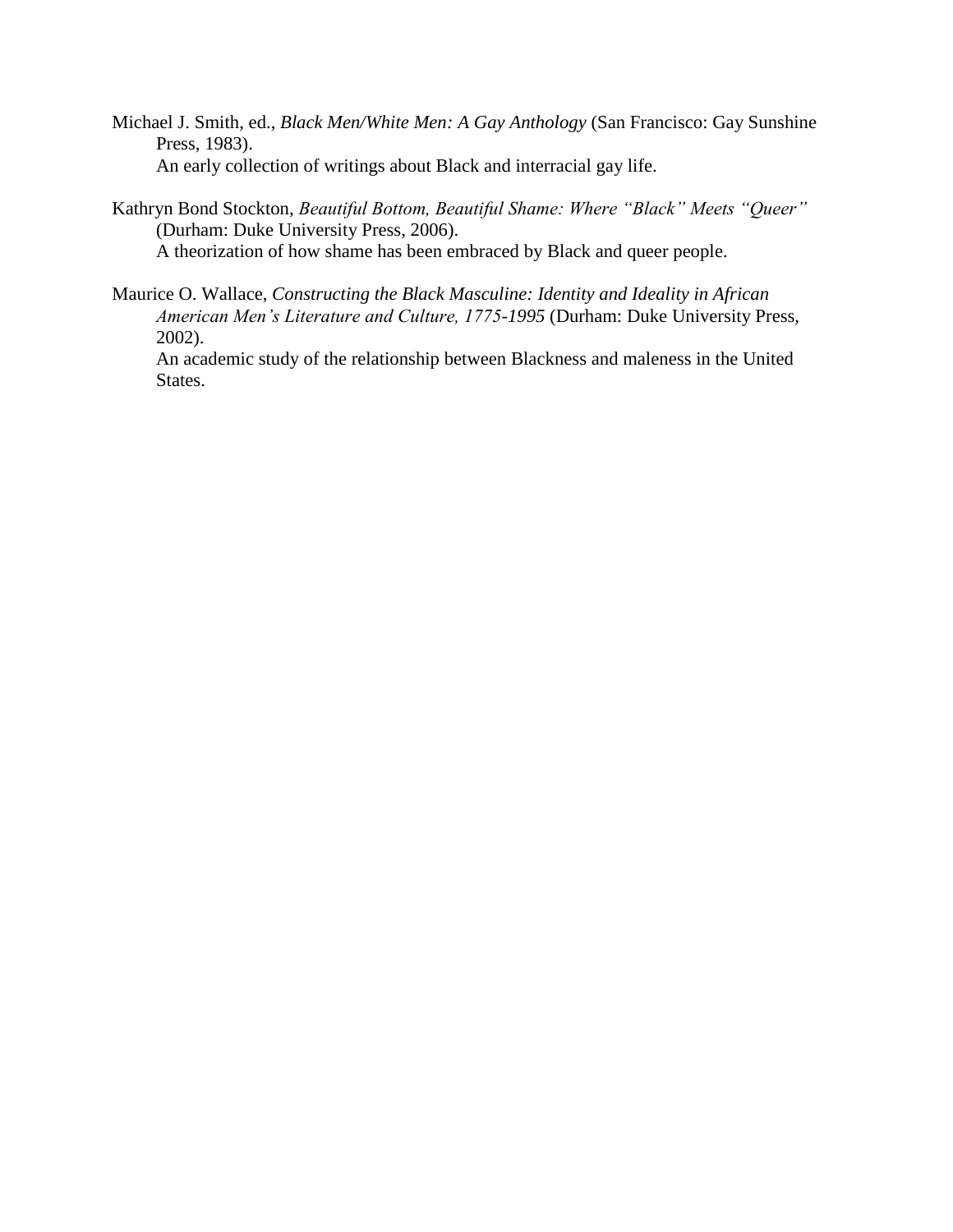Michael J. Smith, ed., *Black Men/White Men: A Gay Anthology* (San Francisco: Gay Sunshine Press, 1983).
An early collection of writings about Black and interracial gay life.

Kathryn Bond Stockton, *Beautiful Bottom, Beautiful Shame: Where "Black" Meets "Queer"* (Durham: Duke University Press, 2006).
A theorization of how shame has been embraced by Black and queer people.

Maurice O. Wallace, *Constructing the Black Masculine: Identity and Ideality in African American Men's Literature and Culture, 1775-1995* (Durham: Duke University Press, 2002).
An academic study of the relationship between Blackness and maleness in the United States.